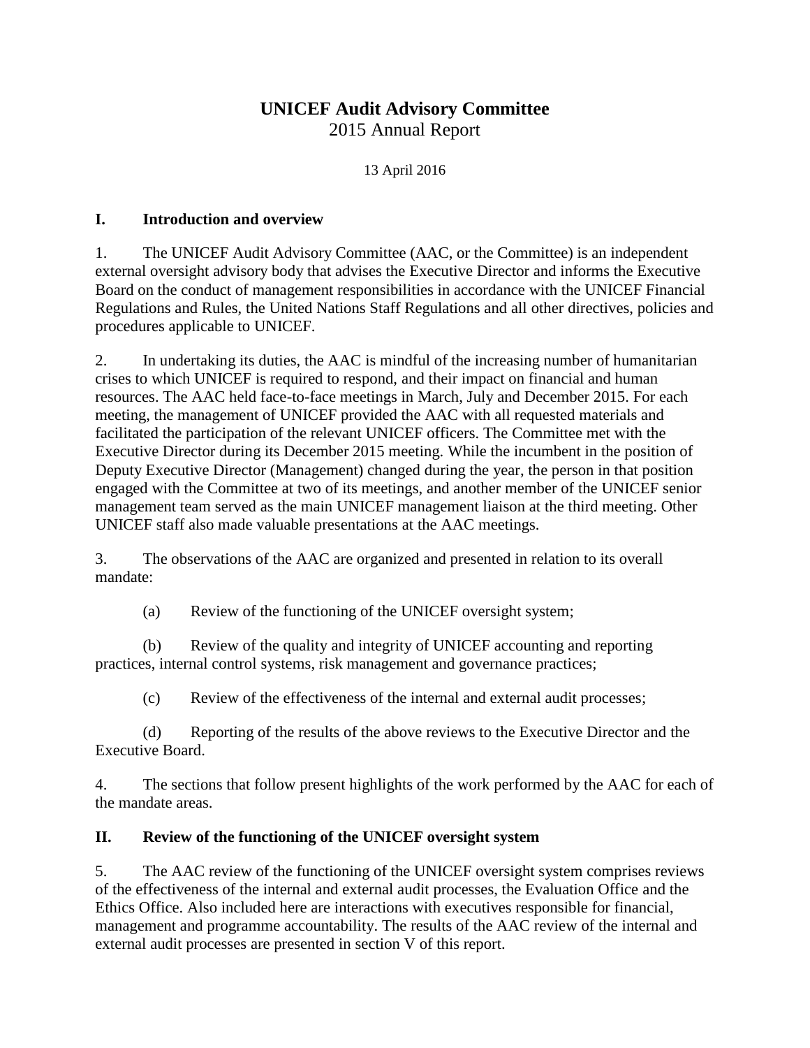# UNICEF Audit Advisory Committee

2015 Annual Report

13 April 2016

## I. Introduction and overview

1. The UNICEF Audit Advisory Committee (AAC, or the Committee) is an independent external oversight advisory body that advises the Executive Director and informs the Executive Board on the conduct of management responsibilities in accordance with the UNICEF Financial Regulations and Rules, the United Nations Staff Regulations and all other directives, policies and procedures applicable to UNICEF.

2. In undertaking its duties, the AAC is mindful of the increasing number of humanitarian crises to which UNICEF is required to respond, and their impact on financial and human resources. The AAC held face-to-face meetings in March, July and December 2015. For each meeting, the management of UNICEF provided the AAC with all requested materials and facilitated the participation of the relevant UNICEF officers. The Committee met with the Executive Director during its December 2015 meeting. While the incumbent in the position of Deputy Executive Director (Management) changed during the year, the person in that position engaged with the Committee at two of its meetings, and another member of the UNICEF senior management team served as the main UNICEF management liaison at the third meeting. Other UNICEF staff also made valuable presentations at the AAC meetings.

3. The observations of the AAC are organized and presented in relation to its overall mandate:

(a) Review of the functioning of the UNICEF oversight system;

(b) Review of the quality and integrity of UNICEF accounting and reporting practices, internal control systems, risk management and governance practices;

(c) Review of the effectiveness of the internal and external audit processes;

(d) Reporting of the results of the above reviews to the Executive Director and the Executive Board.

4. The sections that follow present highlights of the work performed by the AAC for each of the mandate areas.

## II. Review of the functioning of the UNICEF oversight system

5. The AAC review of the functioning of the UNICEF oversight system comprises reviews of the effectiveness of the internal and external audit processes, the Evaluation Office and the Ethics Office. Also included here are interactions with executives responsible for financial, management and programme accountability. The results of the AAC review of the internal and external audit processes are presented in section V of this report.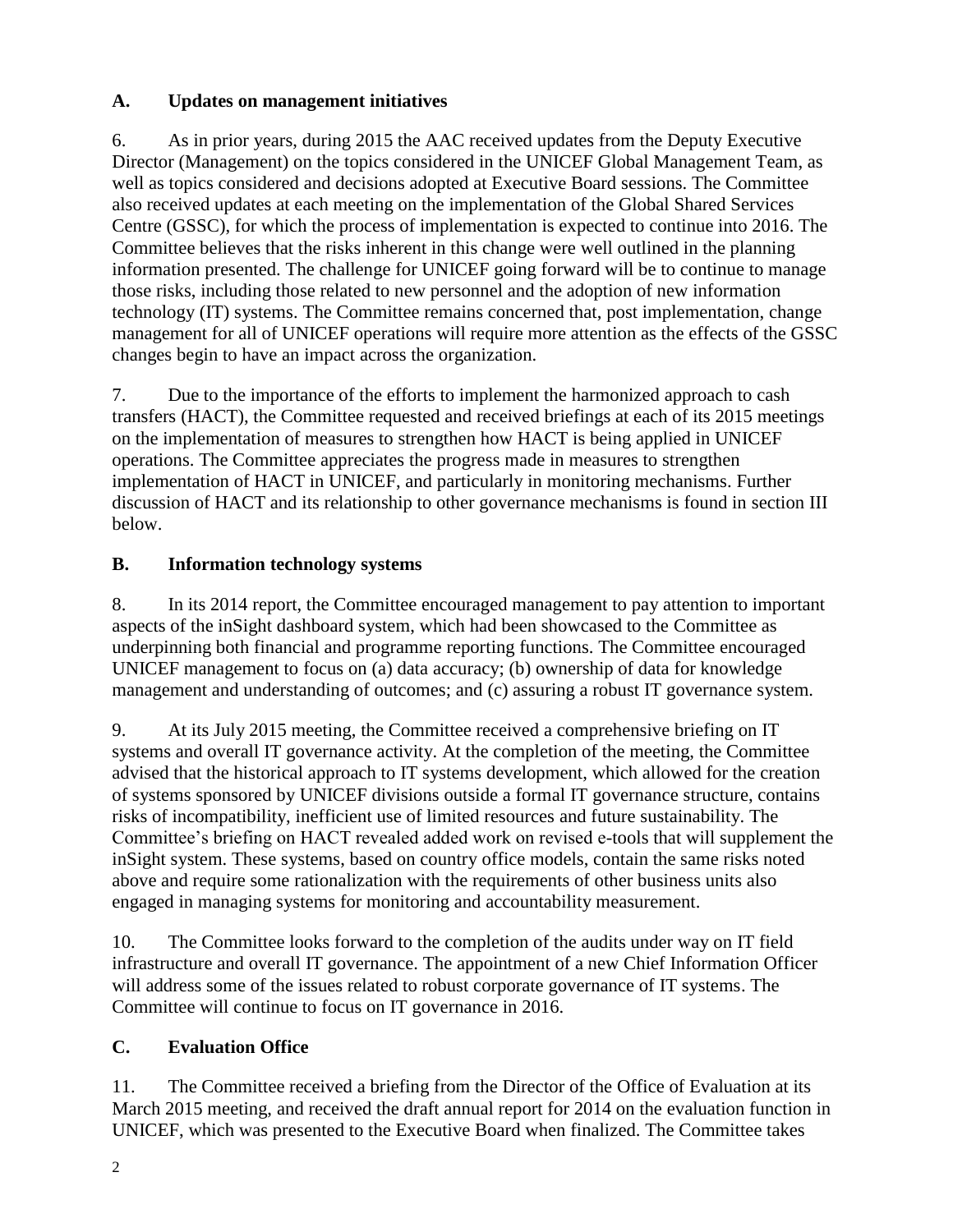## A. Updates on management initiatives

6. As in prior years, during 2015 the AAC received updates from the Deputy Executive Director (Management) on the topics considered in the UNICEF Global Management Team, as well as topics considered and decisions adopted at Executive Board sessions. The Committee also received updates at each meeting on the implementation of the Global Shared Services Centre (GSSC), for which the process of implementation is expected to continue into 2016. The Committee believes that the risks inherent in this change were well outlined in the planning information presented. The challenge for UNICEF going forward will be to continue to manage those risks, including those related to new personnel and the adoption of new information technology (IT) systems. The Committee remains concerned that, post implementation, change management for all of UNICEF operations will require more attention as the effects of the GSSC changes begin to have an impact across the organization.

7. Due to the importance of the efforts to implement the harmonized approach to cash transfers (HACT), the Committee requested and received briefings at each of its 2015 meetings on the implementation of measures to strengthen how HACT is being applied in UNICEF operations. The Committee appreciates the progress made in measures to strengthen implementation of HACT in UNICEF, and particularly in monitoring mechanisms. Further discussion of HACT and its relationship to other governance mechanisms is found in section III below.

## B. Information technology systems

8. In its 2014 report, the Committee encouraged management to pay attention to important aspects of the inSight dashboard system, which had been showcased to the Committee as underpinning both financial and programme reporting functions. The Committee encouraged UNICEF management to focus on (a) data accuracy; (b) ownership of data for knowledge management and understanding of outcomes; and (c) assuring a robust IT governance system.

9. At its July 2015 meeting, the Committee received a comprehensive briefing on IT systems and overall IT governance activity. At the completion of the meeting, the Committee advised that the historical approach to IT systems development, which allowed for the creation of systems sponsored by UNICEF divisions outside a formal IT governance structure, contains risks of incompatibility, inefficient use of limited resources and future sustainability. The Committee's briefing on HACT revealed added work on revised e-tools that will supplement the inSight system. These systems, based on country office models, contain the same risks noted above and require some rationalization with the requirements of other business units also engaged in managing systems for monitoring and accountability measurement.

10. The Committee looks forward to the completion of the audits under way on IT field infrastructure and overall IT governance. The appointment of a new Chief Information Officer will address some of the issues related to robust corporate governance of IT systems. The Committee will continue to focus on IT governance in 2016.

## C. Evaluation Office

11. The Committee received a briefing from the Director of the Office of Evaluation at its March 2015 meeting, and received the draft annual report for 2014 on the evaluation function in UNICEF, which was presented to the Executive Board when finalized. The Committee takes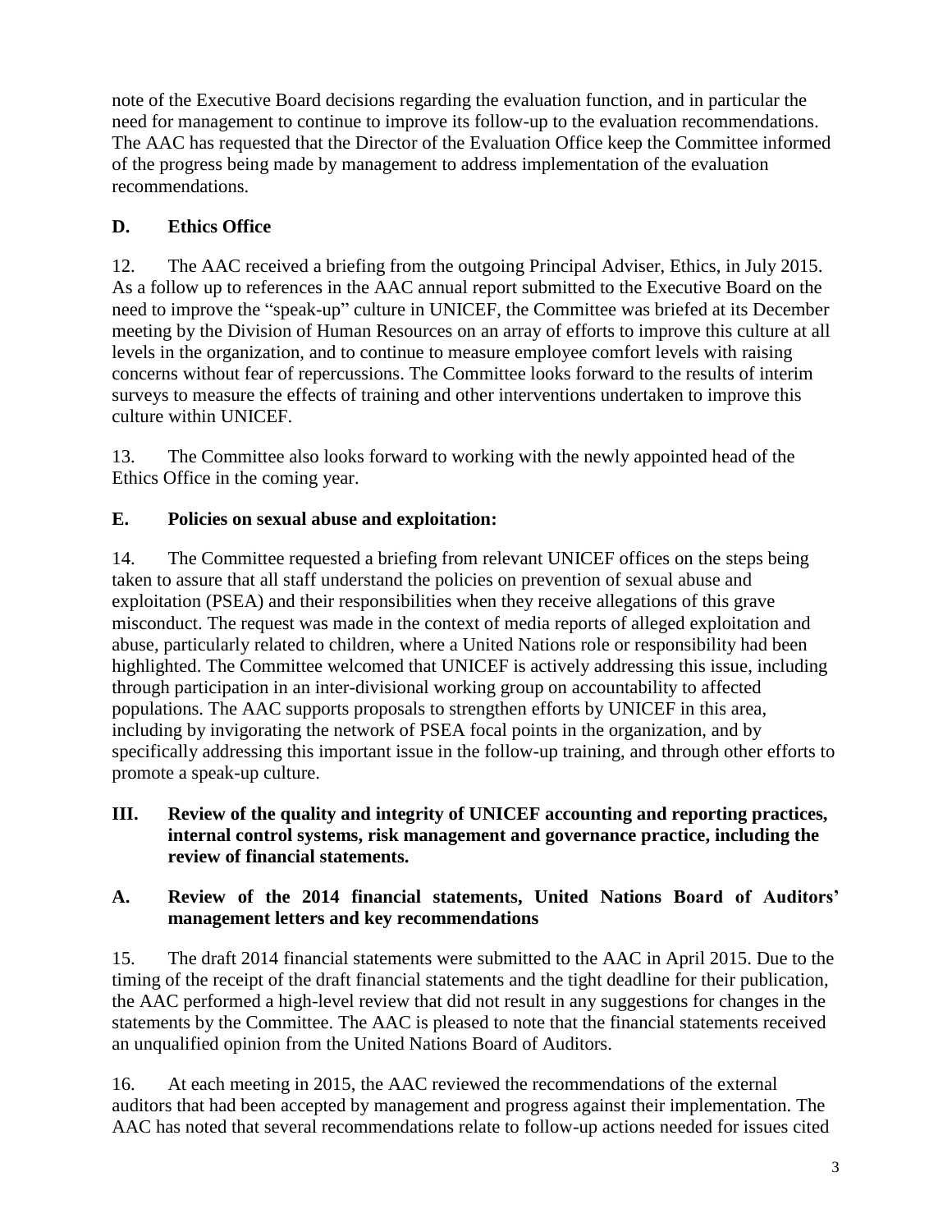note of the Executive Board decisions regarding the evaluation function, and in particular the need for management to continue to improve its follow-up to the evaluation recommendations. The AAC has requested that the Director of the Evaluation Office keep the Committee informed of the progress being made by management to address implementation of the evaluation recommendations.

### D. Ethics Office

12. The AAC received a briefing from the outgoing Principal Adviser, Ethics, in July 2015. As a follow up to references in the AAC annual report submitted to the Executive Board on the need to improve the "speak-up" culture in UNICEF, the Committee was briefed at its December meeting by the Division of Human Resources on an array of efforts to improve this culture at all levels in the organization, and to continue to measure employee comfort levels with raising concerns without fear of repercussions. The Committee looks forward to the results of interim surveys to measure the effects of training and other interventions undertaken to improve this culture within UNICEF.

13. The Committee also looks forward to working with the newly appointed head of the Ethics Office in the coming year.

### E. Policies on sexual abuse and exploitation:

14. The Committee requested a briefing from relevant UNICEF offices on the steps being taken to assure that all staff understand the policies on prevention of sexual abuse and exploitation (PSEA) and their responsibilities when they receive allegations of this grave misconduct. The request was made in the context of media reports of alleged exploitation and abuse, particularly related to children, where a United Nations role or responsibility had been highlighted. The Committee welcomed that UNICEF is actively addressing this issue, including through participation in an inter-divisional working group on accountability to affected populations. The AAC supports proposals to strengthen efforts by UNICEF in this area, including by invigorating the network of PSEA focal points in the organization, and by specifically addressing this important issue in the follow-up training, and through other efforts to promote a speak-up culture.

## III. Review of the quality and integrity of UNICEF accounting and reporting practices, internal control systems, risk management and governance practice, including the review of financial statements.

### A. Review of the 2014 financial statements, United Nations Board of Auditors' management letters and key recommendations

15. The draft 2014 financial statements were submitted to the AAC in April 2015. Due to the timing of the receipt of the draft financial statements and the tight deadline for their publication, the AAC performed a high-level review that did not result in any suggestions for changes in the statements by the Committee. The AAC is pleased to note that the financial statements received an unqualified opinion from the United Nations Board of Auditors.

16. At each meeting in 2015, the AAC reviewed the recommendations of the external auditors that had been accepted by management and progress against their implementation. The AAC has noted that several recommendations relate to follow-up actions needed for issues cited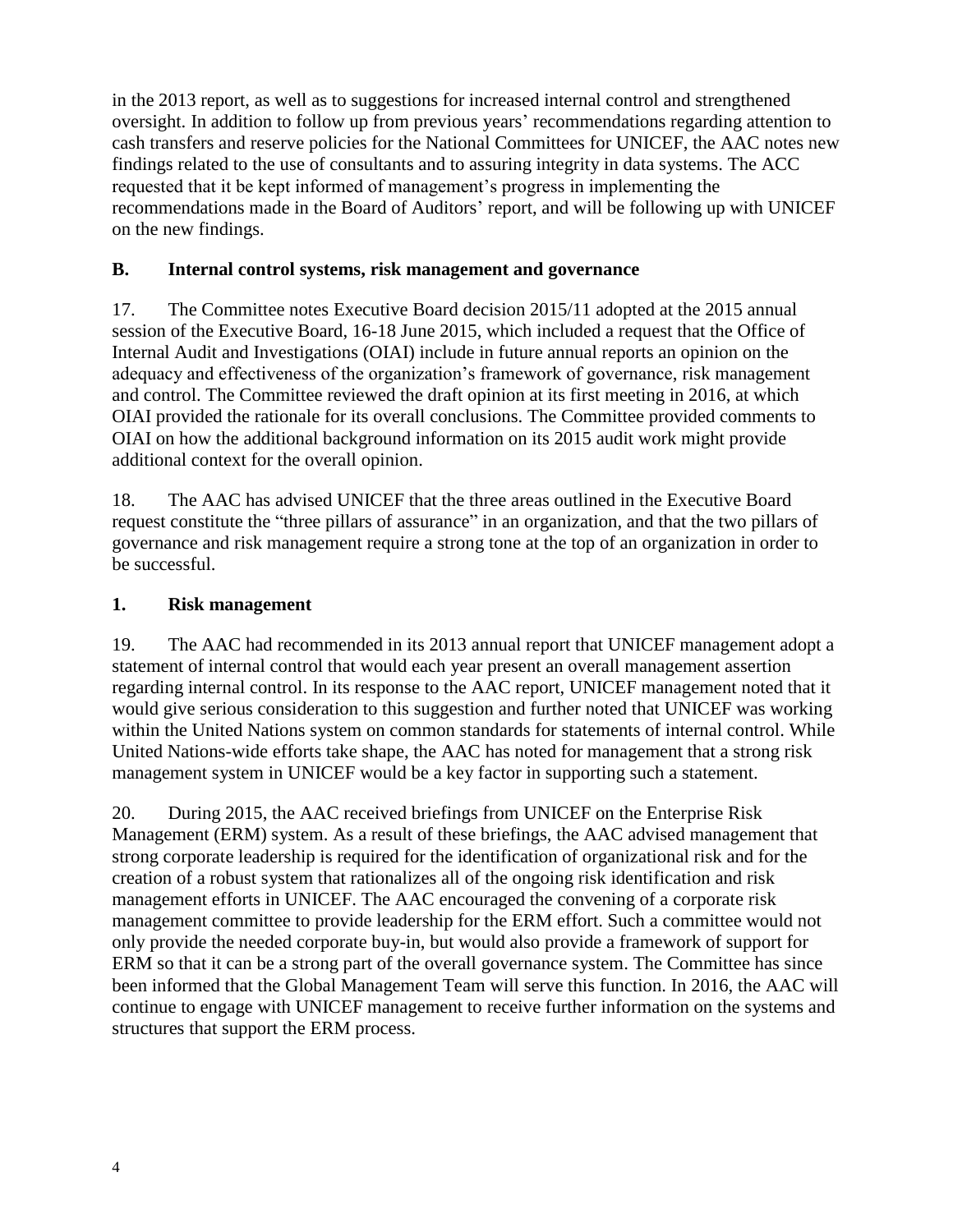in the 2013 report, as well as to suggestions for increased internal control and strengthened oversight. In addition to follow up from previous years' recommendations regarding attention to cash transfers and reserve policies for the National Committees for UNICEF, the AAC notes new findings related to the use of consultants and to assuring integrity in data systems. The ACC requested that it be kept informed of management's progress in implementing the recommendations made in the Board of Auditors' report, and will be following up with UNICEF on the new findings.

## B. Internal control systems, risk management and governance

17. The Committee notes Executive Board decision 2015/11 adopted at the 2015 annual session of the Executive Board, 16-18 June 2015, which included a request that the Office of Internal Audit and Investigations (OIAI) include in future annual reports an opinion on the adequacy and effectiveness of the organization's framework of governance, risk management and control. The Committee reviewed the draft opinion at its first meeting in 2016, at which OIAI provided the rationale for its overall conclusions. The Committee provided comments to OIAI on how the additional background information on its 2015 audit work might provide additional context for the overall opinion.

18. The AAC has advised UNICEF that the three areas outlined in the Executive Board request constitute the "three pillars of assurance" in an organization, and that the two pillars of governance and risk management require a strong tone at the top of an organization in order to be successful.

### 1. Risk management

19. The AAC had recommended in its 2013 annual report that UNICEF management adopt a statement of internal control that would each year present an overall management assertion regarding internal control. In its response to the AAC report, UNICEF management noted that it would give serious consideration to this suggestion and further noted that UNICEF was working within the United Nations system on common standards for statements of internal control. While United Nations-wide efforts take shape, the AAC has noted for management that a strong risk management system in UNICEF would be a key factor in supporting such a statement.

20. During 2015, the AAC received briefings from UNICEF on the Enterprise Risk Management (ERM) system. As a result of these briefings, the AAC advised management that strong corporate leadership is required for the identification of organizational risk and for the creation of a robust system that rationalizes all of the ongoing risk identification and risk management efforts in UNICEF. The AAC encouraged the convening of a corporate risk management committee to provide leadership for the ERM effort. Such a committee would not only provide the needed corporate buy-in, but would also provide a framework of support for ERM so that it can be a strong part of the overall governance system. The Committee has since been informed that the Global Management Team will serve this function. In 2016, the AAC will continue to engage with UNICEF management to receive further information on the systems and structures that support the ERM process.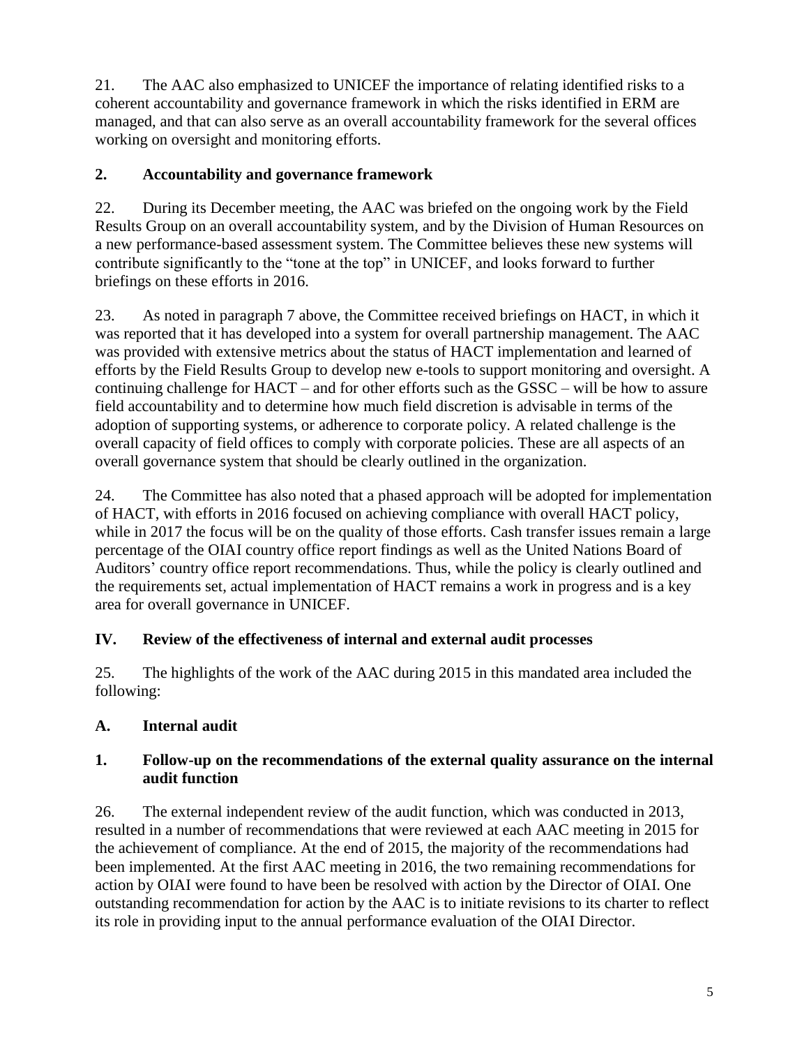21. The AAC also emphasized to UNICEF the importance of relating identified risks to a coherent accountability and governance framework in which the risks identified in ERM are managed, and that can also serve as an overall accountability framework for the several offices working on oversight and monitoring efforts.

### 2. Accountability and governance framework

22. During its December meeting, the AAC was briefed on the ongoing work by the Field Results Group on an overall accountability system, and by the Division of Human Resources on a new performance-based assessment system. The Committee believes these new systems will contribute significantly to the "tone at the top" in UNICEF, and looks forward to further briefings on these efforts in 2016.

23. As noted in paragraph 7 above, the Committee received briefings on HACT, in which it was reported that it has developed into a system for overall partnership management. The AAC was provided with extensive metrics about the status of HACT implementation and learned of efforts by the Field Results Group to develop new e-tools to support monitoring and oversight. A continuing challenge for HACT – and for other efforts such as the GSSC – will be how to assure field accountability and to determine how much field discretion is advisable in terms of the adoption of supporting systems, or adherence to corporate policy. A related challenge is the overall capacity of field offices to comply with corporate policies. These are all aspects of an overall governance system that should be clearly outlined in the organization.

24. The Committee has also noted that a phased approach will be adopted for implementation of HACT, with efforts in 2016 focused on achieving compliance with overall HACT policy, while in 2017 the focus will be on the quality of those efforts. Cash transfer issues remain a large percentage of the OIAI country office report findings as well as the United Nations Board of Auditors' country office report recommendations. Thus, while the policy is clearly outlined and the requirements set, actual implementation of HACT remains a work in progress and is a key area for overall governance in UNICEF.

## IV. Review of the effectiveness of internal and external audit processes

25. The highlights of the work of the AAC during 2015 in this mandated area included the following:

### A. Internal audit

### 1. Follow-up on the recommendations of the external quality assurance on the internal audit function

26. The external independent review of the audit function, which was conducted in 2013, resulted in a number of recommendations that were reviewed at each AAC meeting in 2015 for the achievement of compliance. At the end of 2015, the majority of the recommendations had been implemented. At the first AAC meeting in 2016, the two remaining recommendations for action by OIAI were found to have been be resolved with action by the Director of OIAI. One outstanding recommendation for action by the AAC is to initiate revisions to its charter to reflect its role in providing input to the annual performance evaluation of the OIAI Director.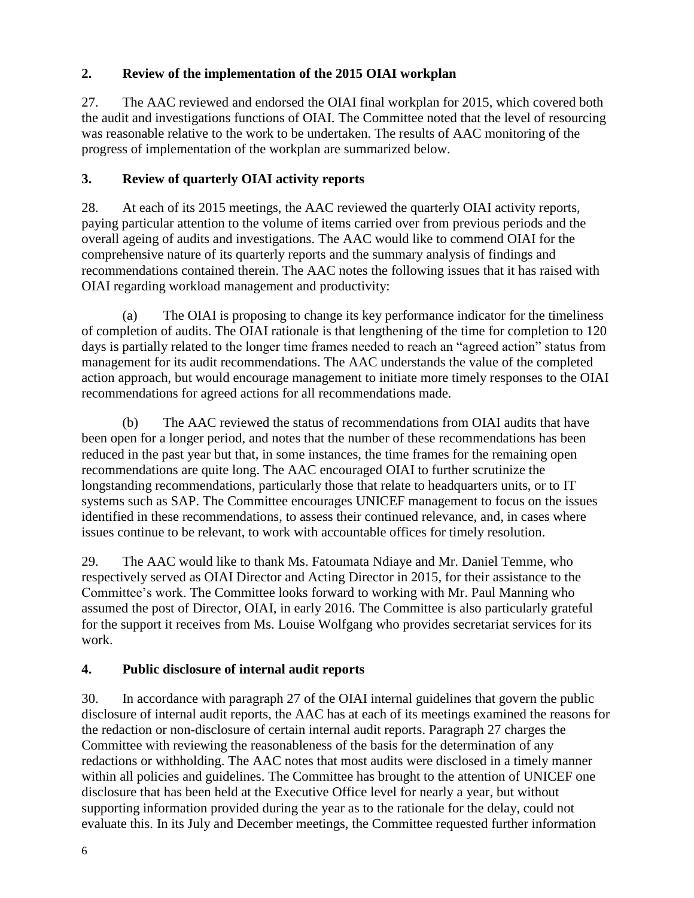## 2. Review of the implementation of the 2015 OIAI workplan

27. The AAC reviewed and endorsed the OIAI final workplan for 2015, which covered both the audit and investigations functions of OIAI. The Committee noted that the level of resourcing was reasonable relative to the work to be undertaken. The results of AAC monitoring of the progress of implementation of the workplan are summarized below.

## 3. Review of quarterly OIAI activity reports

28. At each of its 2015 meetings, the AAC reviewed the quarterly OIAI activity reports, paying particular attention to the volume of items carried over from previous periods and the overall ageing of audits and investigations. The AAC would like to commend OIAI for the comprehensive nature of its quarterly reports and the summary analysis of findings and recommendations contained therein. The AAC notes the following issues that it has raised with OIAI regarding workload management and productivity:

(a) The OIAI is proposing to change its key performance indicator for the timeliness of completion of audits. The OIAI rationale is that lengthening of the time for completion to 120 days is partially related to the longer time frames needed to reach an "agreed action" status from management for its audit recommendations. The AAC understands the value of the completed action approach, but would encourage management to initiate more timely responses to the OIAI recommendations for agreed actions for all recommendations made.

(b) The AAC reviewed the status of recommendations from OIAI audits that have been open for a longer period, and notes that the number of these recommendations has been reduced in the past year but that, in some instances, the time frames for the remaining open recommendations are quite long. The AAC encouraged OIAI to further scrutinize the longstanding recommendations, particularly those that relate to headquarters units, or to IT systems such as SAP. The Committee encourages UNICEF management to focus on the issues identified in these recommendations, to assess their continued relevance, and, in cases where issues continue to be relevant, to work with accountable offices for timely resolution.

29. The AAC would like to thank Ms. Fatoumata Ndiaye and Mr. Daniel Temme, who respectively served as OIAI Director and Acting Director in 2015, for their assistance to the Committee's work. The Committee looks forward to working with Mr. Paul Manning who assumed the post of Director, OIAI, in early 2016. The Committee is also particularly grateful for the support it receives from Ms. Louise Wolfgang who provides secretariat services for its work.

## 4. Public disclosure of internal audit reports

30. In accordance with paragraph 27 of the OIAI internal guidelines that govern the public disclosure of internal audit reports, the AAC has at each of its meetings examined the reasons for the redaction or non-disclosure of certain internal audit reports. Paragraph 27 charges the Committee with reviewing the reasonableness of the basis for the determination of any redactions or withholding. The AAC notes that most audits were disclosed in a timely manner within all policies and guidelines. The Committee has brought to the attention of UNICEF one disclosure that has been held at the Executive Office level for nearly a year, but without supporting information provided during the year as to the rationale for the delay, could not evaluate this. In its July and December meetings, the Committee requested further information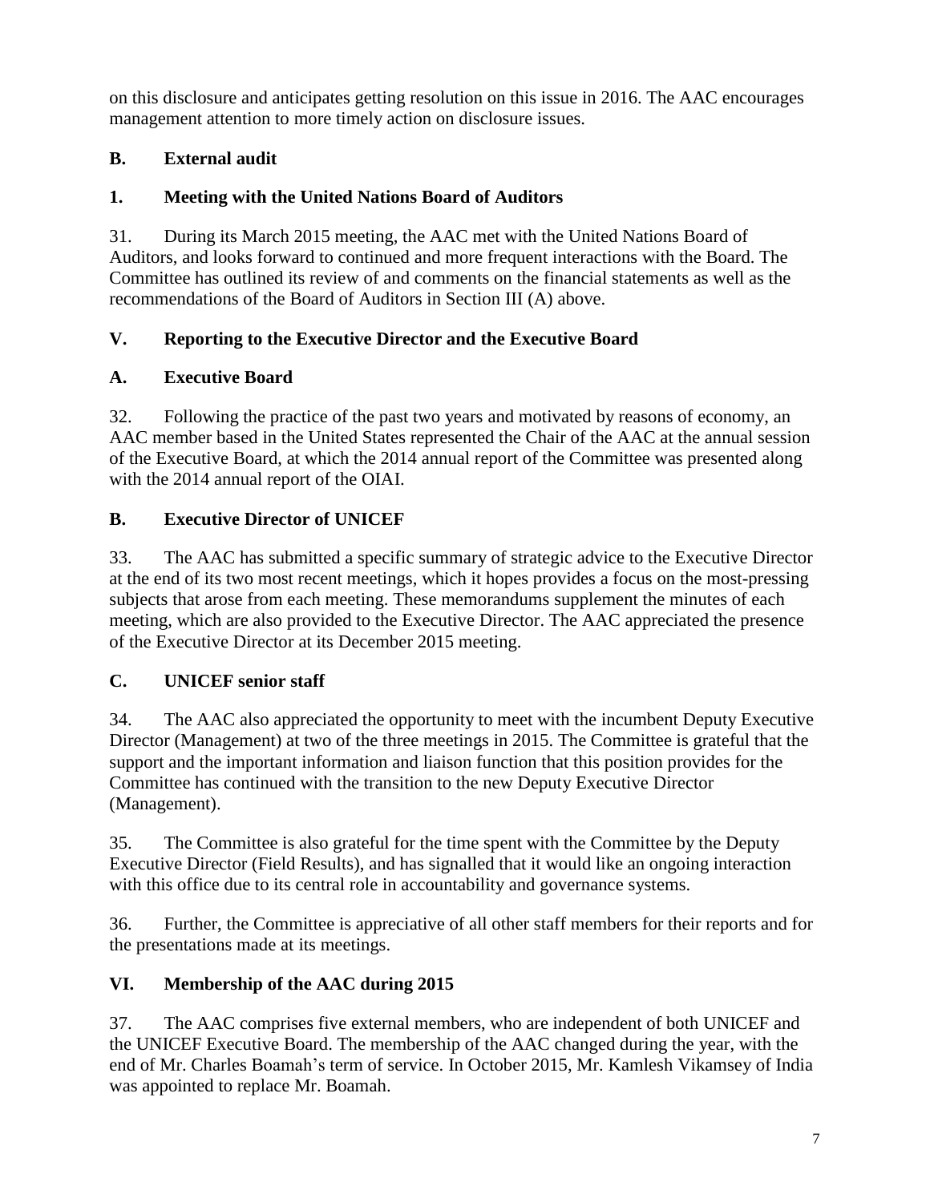on this disclosure and anticipates getting resolution on this issue in 2016. The AAC encourages management attention to more timely action on disclosure issues.

### B. External audit

#### 1. Meeting with the United Nations Board of Auditors

31. During its March 2015 meeting, the AAC met with the United Nations Board of Auditors, and looks forward to continued and more frequent interactions with the Board. The Committee has outlined its review of and comments on the financial statements as well as the recommendations of the Board of Auditors in Section III (A) above.

## V. Reporting to the Executive Director and the Executive Board

### A. Executive Board

32. Following the practice of the past two years and motivated by reasons of economy, an AAC member based in the United States represented the Chair of the AAC at the annual session of the Executive Board, at which the 2014 annual report of the Committee was presented along with the 2014 annual report of the OIAI.

### B. Executive Director of UNICEF

33. The AAC has submitted a specific summary of strategic advice to the Executive Director at the end of its two most recent meetings, which it hopes provides a focus on the most-pressing subjects that arose from each meeting. These memorandums supplement the minutes of each meeting, which are also provided to the Executive Director. The AAC appreciated the presence of the Executive Director at its December 2015 meeting.

### C. UNICEF senior staff

34. The AAC also appreciated the opportunity to meet with the incumbent Deputy Executive Director (Management) at two of the three meetings in 2015. The Committee is grateful that the support and the important information and liaison function that this position provides for the Committee has continued with the transition to the new Deputy Executive Director (Management).

35. The Committee is also grateful for the time spent with the Committee by the Deputy Executive Director (Field Results), and has signalled that it would like an ongoing interaction with this office due to its central role in accountability and governance systems.

36. Further, the Committee is appreciative of all other staff members for their reports and for the presentations made at its meetings.

## VI. Membership of the AAC during 2015

37. The AAC comprises five external members, who are independent of both UNICEF and the UNICEF Executive Board. The membership of the AAC changed during the year, with the end of Mr. Charles Boamah's term of service. In October 2015, Mr. Kamlesh Vikamsey of India was appointed to replace Mr. Boamah.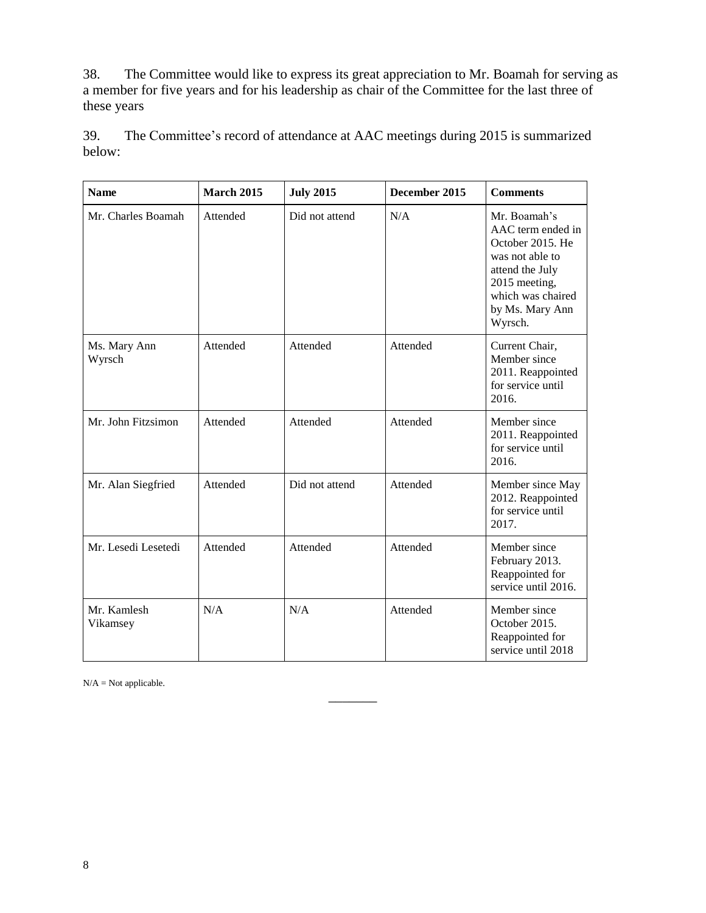38. The Committee would like to express its great appreciation to Mr. Boamah for serving as a member for five years and for his leadership as chair of the Committee for the last three of these years

39. The Committee's record of attendance at AAC meetings during 2015 is summarized below:

| Name | March 2015 | July 2015 | December 2015 | Comments |
|---|---|---|---|---|
| Mr. Charles Boamah | Attended | Did not attend | N/A | Mr. Boamah's AAC term ended in October 2015. He was not able to attend the July 2015 meeting, which was chaired by Ms. Mary Ann Wyrsch. |
| Ms. Mary Ann Wyrsch | Attended | Attended | Attended | Current Chair, Member since 2011. Reappointed for service until 2016. |
| Mr. John Fitzsimon | Attended | Attended | Attended | Member since 2011. Reappointed for service until 2016. |
| Mr. Alan Siegfried | Attended | Did not attend | Attended | Member since May 2012. Reappointed for service until 2017. |
| Mr. Lesedi Lesetedi | Attended | Attended | Attended | Member since February 2013. Reappointed for service until 2016. |
| Mr. Kamlesh Vikamsey | N/A | N/A | Attended | Member since October 2015. Reappointed for service until 2018 |

N/A = Not applicable.

________